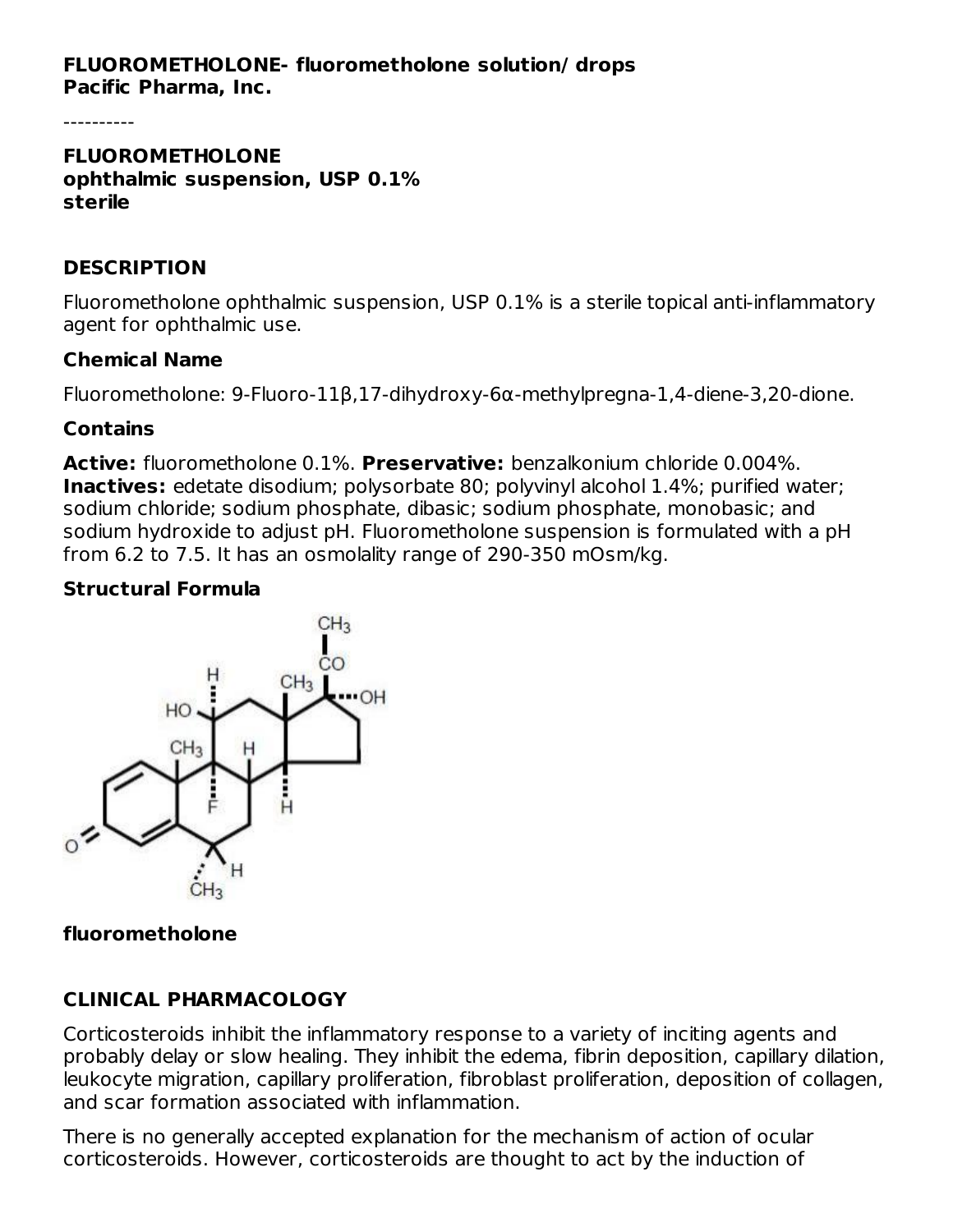**FLUOROMETHOLONE- fluorometholone solution/ drops**
**Pacific Pharma, Inc.**

----------

**FLUOROMETHOLONE**
**ophthalmic suspension, USP 0.1%**
**sterile**

## DESCRIPTION

Fluorometholone ophthalmic suspension, USP 0.1% is a sterile topical anti-inflammatory agent for ophthalmic use.

### Chemical Name

Fluorometholone: 9-Fluoro-11β,17-dihydroxy-6α-methylpregna-1,4-diene-3,20-dione.

### Contains

**Active:** fluorometholone 0.1%. **Preservative:** benzalkonium chloride 0.004%. **Inactives:** edetate disodium; polysorbate 80; polyvinyl alcohol 1.4%; purified water; sodium chloride; sodium phosphate, dibasic; sodium phosphate, monobasic; and sodium hydroxide to adjust pH. Fluorometholone suspension is formulated with a pH from 6.2 to 7.5. It has an osmolality range of 290-350 mOsm/kg.

### Structural Formula

**fluorometholone**

## CLINICAL PHARMACOLOGY

Corticosteroids inhibit the inflammatory response to a variety of inciting agents and probably delay or slow healing. They inhibit the edema, fibrin deposition, capillary dilation, leukocyte migration, capillary proliferation, fibroblast proliferation, deposition of collagen, and scar formation associated with inflammation.

There is no generally accepted explanation for the mechanism of action of ocular corticosteroids. However, corticosteroids are thought to act by the induction of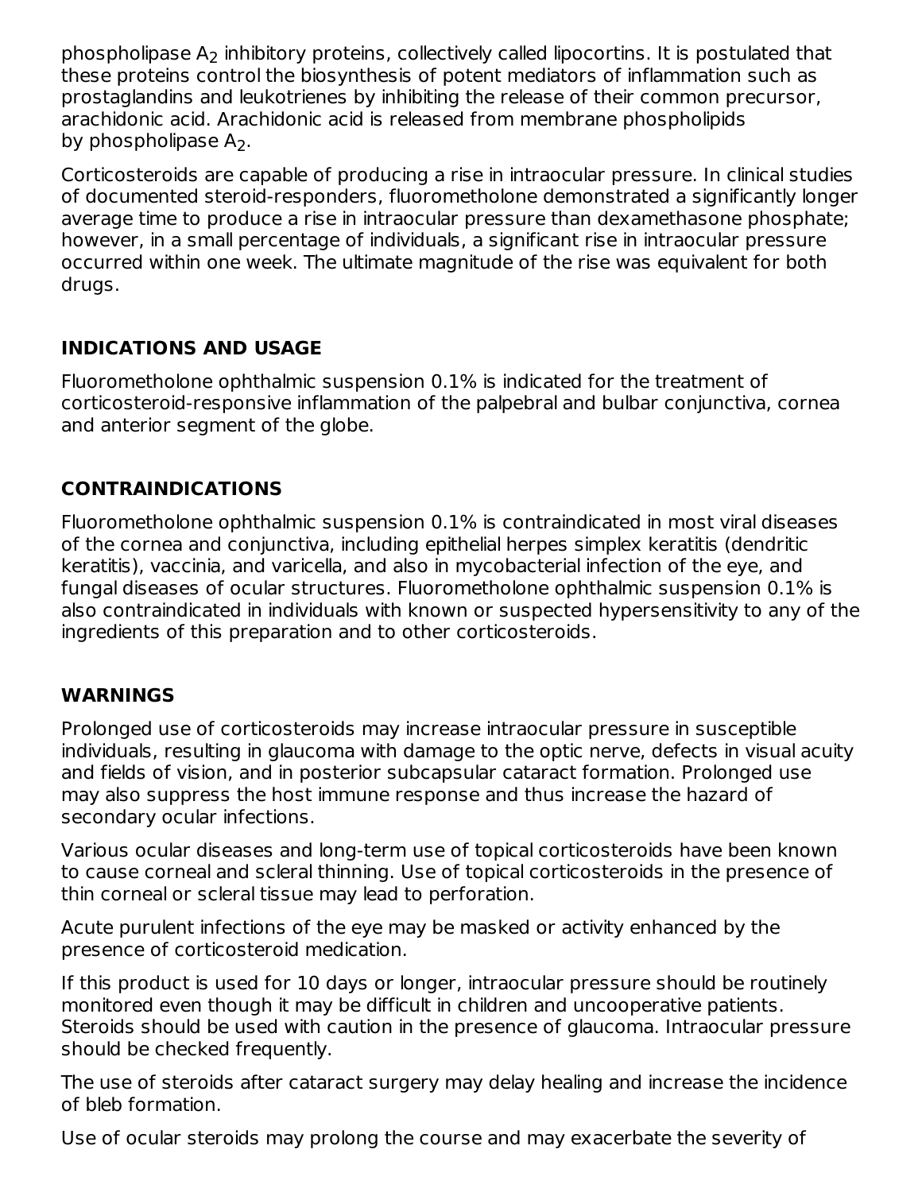phospholipase $A_2$ inhibitory proteins, collectively called lipocortins. It is postulated that these proteins control the biosynthesis of potent mediators of inflammation such as prostaglandins and leukotrienes by inhibiting the release of their common precursor, arachidonic acid. Arachidonic acid is released from membrane phospholipids by phospholipase $A_2$.

Corticosteroids are capable of producing a rise in intraocular pressure. In clinical studies of documented steroid-responders, fluorometholone demonstrated a significantly longer average time to produce a rise in intraocular pressure than dexamethasone phosphate; however, in a small percentage of individuals, a significant rise in intraocular pressure occurred within one week. The ultimate magnitude of the rise was equivalent for both drugs.

## INDICATIONS AND USAGE

Fluorometholone ophthalmic suspension 0.1% is indicated for the treatment of corticosteroid-responsive inflammation of the palpebral and bulbar conjunctiva, cornea and anterior segment of the globe.

## CONTRAINDICATIONS

Fluorometholone ophthalmic suspension 0.1% is contraindicated in most viral diseases of the cornea and conjunctiva, including epithelial herpes simplex keratitis (dendritic keratitis), vaccinia, and varicella, and also in mycobacterial infection of the eye, and fungal diseases of ocular structures. Fluorometholone ophthalmic suspension 0.1% is also contraindicated in individuals with known or suspected hypersensitivity to any of the ingredients of this preparation and to other corticosteroids.

## WARNINGS

Prolonged use of corticosteroids may increase intraocular pressure in susceptible individuals, resulting in glaucoma with damage to the optic nerve, defects in visual acuity and fields of vision, and in posterior subcapsular cataract formation. Prolonged use may also suppress the host immune response and thus increase the hazard of secondary ocular infections.

Various ocular diseases and long-term use of topical corticosteroids have been known to cause corneal and scleral thinning. Use of topical corticosteroids in the presence of thin corneal or scleral tissue may lead to perforation.

Acute purulent infections of the eye may be masked or activity enhanced by the presence of corticosteroid medication.

If this product is used for 10 days or longer, intraocular pressure should be routinely monitored even though it may be difficult in children and uncooperative patients. Steroids should be used with caution in the presence of glaucoma. Intraocular pressure should be checked frequently.

The use of steroids after cataract surgery may delay healing and increase the incidence of bleb formation.

Use of ocular steroids may prolong the course and may exacerbate the severity of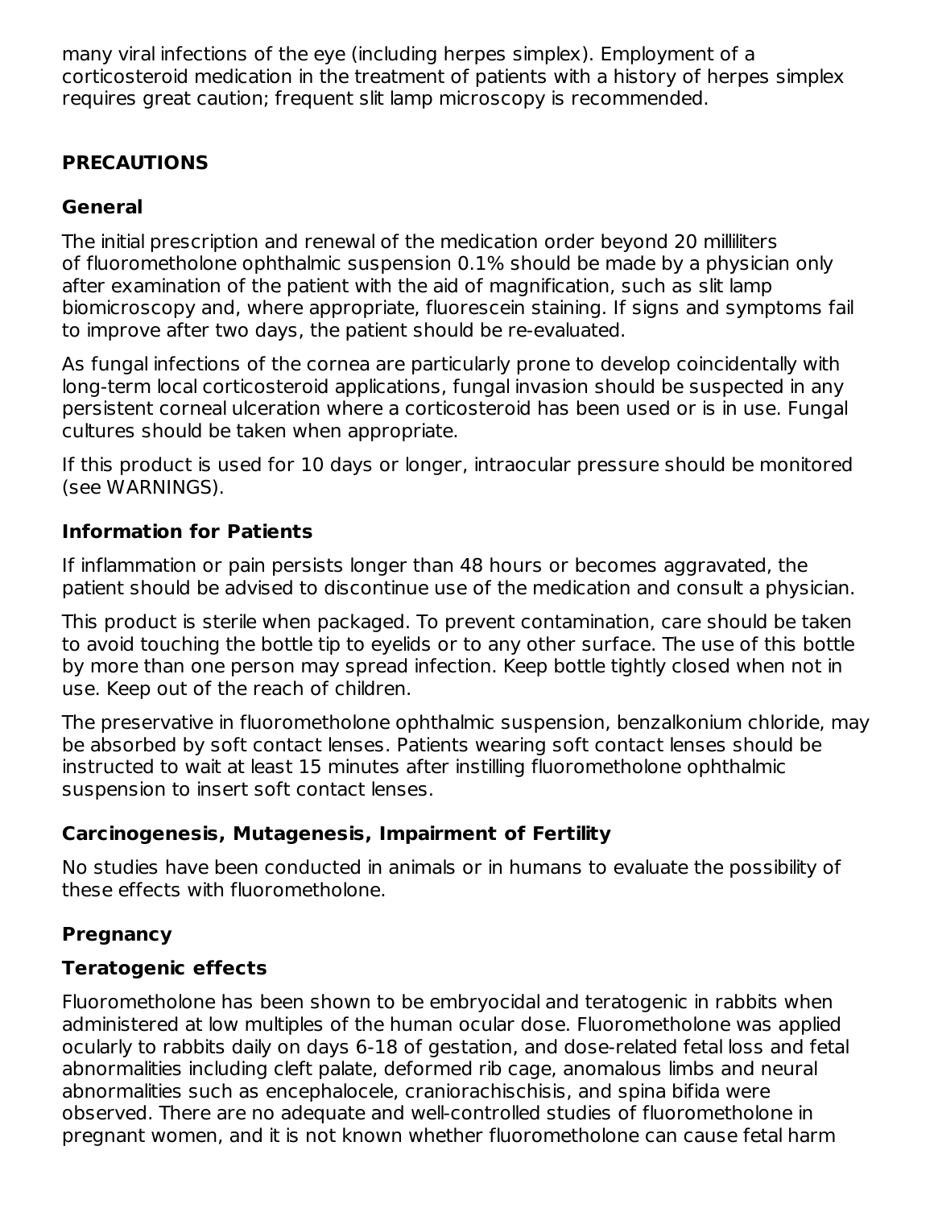many viral infections of the eye (including herpes simplex). Employment of a corticosteroid medication in the treatment of patients with a history of herpes simplex requires great caution; frequent slit lamp microscopy is recommended.

## PRECAUTIONS

### General

The initial prescription and renewal of the medication order beyond 20 milliliters of fluorometholone ophthalmic suspension 0.1% should be made by a physician only after examination of the patient with the aid of magnification, such as slit lamp biomicroscopy and, where appropriate, fluorescein staining. If signs and symptoms fail to improve after two days, the patient should be re-evaluated.

As fungal infections of the cornea are particularly prone to develop coincidentally with long-term local corticosteroid applications, fungal invasion should be suspected in any persistent corneal ulceration where a corticosteroid has been used or is in use. Fungal cultures should be taken when appropriate.

If this product is used for 10 days or longer, intraocular pressure should be monitored (see WARNINGS).

### Information for Patients

If inflammation or pain persists longer than 48 hours or becomes aggravated, the patient should be advised to discontinue use of the medication and consult a physician.

This product is sterile when packaged. To prevent contamination, care should be taken to avoid touching the bottle tip to eyelids or to any other surface. The use of this bottle by more than one person may spread infection. Keep bottle tightly closed when not in use. Keep out of the reach of children.

The preservative in fluorometholone ophthalmic suspension, benzalkonium chloride, may be absorbed by soft contact lenses. Patients wearing soft contact lenses should be instructed to wait at least 15 minutes after instilling fluorometholone ophthalmic suspension to insert soft contact lenses.

### Carcinogenesis, Mutagenesis, Impairment of Fertility

No studies have been conducted in animals or in humans to evaluate the possibility of these effects with fluorometholone.

### Pregnancy

### Teratogenic effects

Fluorometholone has been shown to be embryocidal and teratogenic in rabbits when administered at low multiples of the human ocular dose. Fluorometholone was applied ocularly to rabbits daily on days 6-18 of gestation, and dose-related fetal loss and fetal abnormalities including cleft palate, deformed rib cage, anomalous limbs and neural abnormalities such as encephalocele, craniorachischisis, and spina bifida were observed. There are no adequate and well-controlled studies of fluorometholone in pregnant women, and it is not known whether fluorometholone can cause fetal harm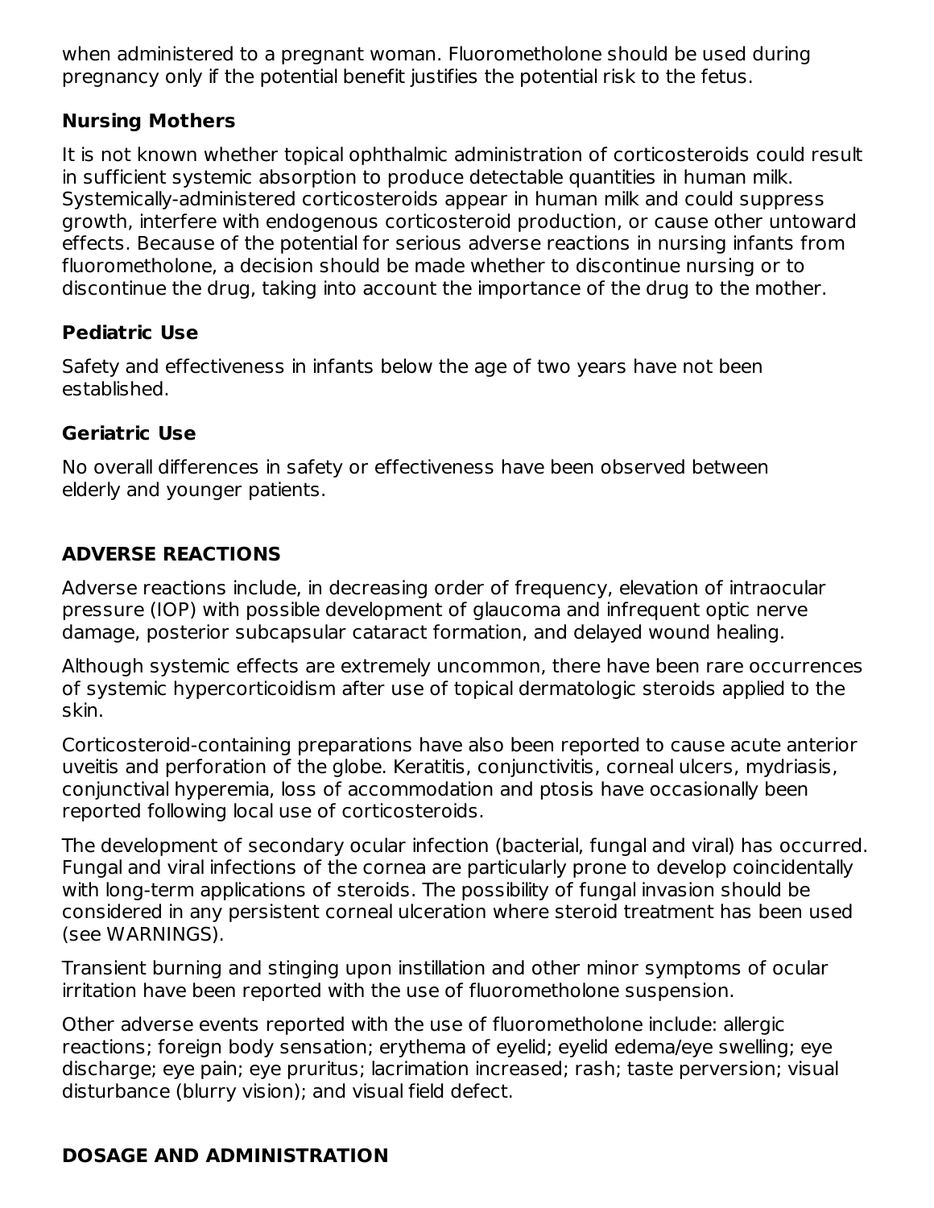when administered to a pregnant woman. Fluorometholone should be used during pregnancy only if the potential benefit justifies the potential risk to the fetus.

### Nursing Mothers

It is not known whether topical ophthalmic administration of corticosteroids could result in sufficient systemic absorption to produce detectable quantities in human milk. Systemically-administered corticosteroids appear in human milk and could suppress growth, interfere with endogenous corticosteroid production, or cause other untoward effects. Because of the potential for serious adverse reactions in nursing infants from fluorometholone, a decision should be made whether to discontinue nursing or to discontinue the drug, taking into account the importance of the drug to the mother.

### Pediatric Use

Safety and effectiveness in infants below the age of two years have not been established.

### Geriatric Use

No overall differences in safety or effectiveness have been observed between elderly and younger patients.

## ADVERSE REACTIONS

Adverse reactions include, in decreasing order of frequency, elevation of intraocular pressure (IOP) with possible development of glaucoma and infrequent optic nerve damage, posterior subcapsular cataract formation, and delayed wound healing.

Although systemic effects are extremely uncommon, there have been rare occurrences of systemic hypercorticoidism after use of topical dermatologic steroids applied to the skin.

Corticosteroid-containing preparations have also been reported to cause acute anterior uveitis and perforation of the globe. Keratitis, conjunctivitis, corneal ulcers, mydriasis, conjunctival hyperemia, loss of accommodation and ptosis have occasionally been reported following local use of corticosteroids.

The development of secondary ocular infection (bacterial, fungal and viral) has occurred. Fungal and viral infections of the cornea are particularly prone to develop coincidentally with long-term applications of steroids. The possibility of fungal invasion should be considered in any persistent corneal ulceration where steroid treatment has been used (see WARNINGS).

Transient burning and stinging upon instillation and other minor symptoms of ocular irritation have been reported with the use of fluorometholone suspension.

Other adverse events reported with the use of fluorometholone include: allergic reactions; foreign body sensation; erythema of eyelid; eyelid edema/eye swelling; eye discharge; eye pain; eye pruritus; lacrimation increased; rash; taste perversion; visual disturbance (blurry vision); and visual field defect.

## DOSAGE AND ADMINISTRATION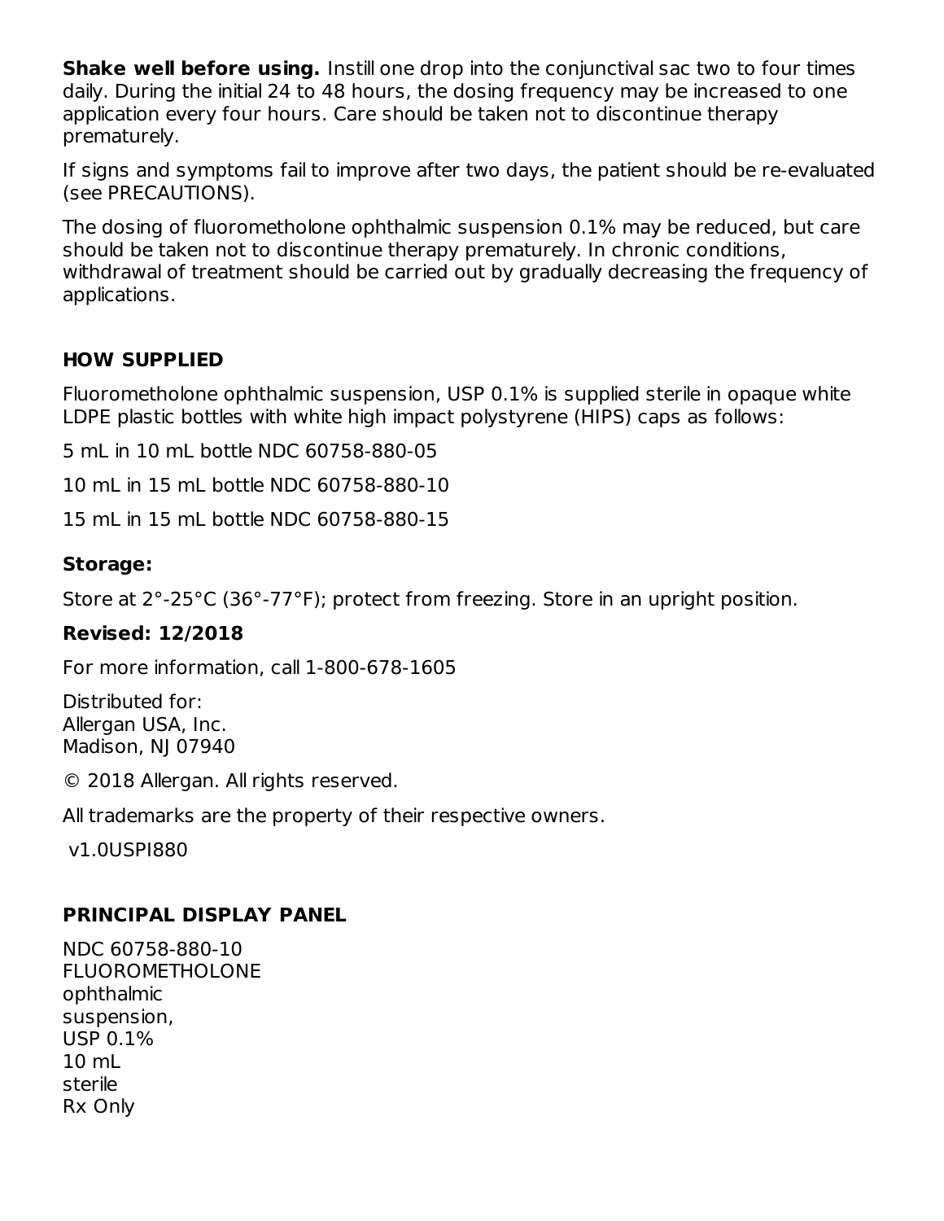**Shake well before using.** Instill one drop into the conjunctival sac two to four times daily. During the initial 24 to 48 hours, the dosing frequency may be increased to one application every four hours. Care should be taken not to discontinue therapy prematurely.

If signs and symptoms fail to improve after two days, the patient should be re-evaluated (see PRECAUTIONS).

The dosing of fluorometholone ophthalmic suspension 0.1% may be reduced, but care should be taken not to discontinue therapy prematurely. In chronic conditions, withdrawal of treatment should be carried out by gradually decreasing the frequency of applications.

## HOW SUPPLIED

Fluorometholone ophthalmic suspension, USP 0.1% is supplied sterile in opaque white LDPE plastic bottles with white high impact polystyrene (HIPS) caps as follows:

5 mL in 10 mL bottle NDC 60758-880-05

10 mL in 15 mL bottle NDC 60758-880-10

15 mL in 15 mL bottle NDC 60758-880-15

### Storage:

Store at 2°-25°C (36°-77°F); protect from freezing. Store in an upright position.

### Revised: 12/2018

For more information, call 1-800-678-1605

Distributed for:
Allergan USA, Inc.
Madison, NJ 07940

© 2018 Allergan. All rights reserved.

All trademarks are the property of their respective owners.

v1.0USPI880

## PRINCIPAL DISPLAY PANEL

NDC 60758-880-10
FLUOROMETHOLONE
ophthalmic
suspension,
USP 0.1%
10 mL
sterile
Rx Only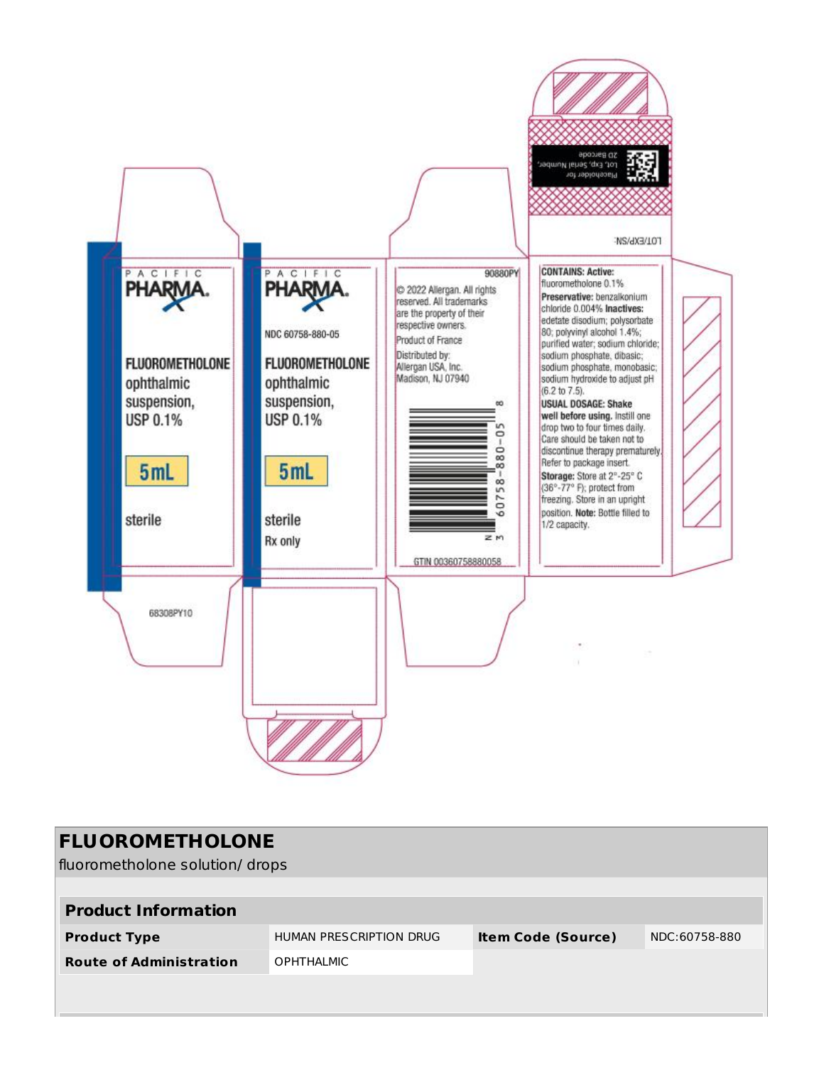PACIFIC PHARMA

**FLUOROMETHOLONE** ophthalmic suspension, USP 0.1%

**5 mL**

sterile

68308PY10

PACIFIC PHARMA

NDC 60758-880-05

**FLUOROMETHOLONE** ophthalmic suspension, USP 0.1%

**5 mL**

sterile

Rx only

90880PY

© 2022 Allergan. All rights reserved. All trademarks are the property of their respective owners.

Product of France

Distributed by:
Allergan USA, Inc.
Madison, NJ 07940

N 3 60758-880-05 8

GTIN 00360758880058

Placeholder for Lot, Exp, Serial Number, 2D Barcode

LOT/EXP/SN:

**CONTAINS: Active:** fluorometholone 0.1% **Preservative:** benzalkonium chloride 0.004% **Inactives:** edetate disodium; polysorbate 80; polyvinyl alcohol 1.4%; purified water; sodium chloride; sodium phosphate, dibasic; sodium phosphate, monobasic; sodium hydroxide to adjust pH (6.2 to 7.5).

**USUAL DOSAGE: Shake well before using.** Instill one drop two to four times daily. Care should be taken not to discontinue therapy prematurely. Refer to package insert.

**Storage:** Store at 2°-25° C (36°-77° F); protect from freezing. Store in an upright position. **Note:** Bottle filled to 1/2 capacity.

## FLUOROMETHOLONE

fluorometholone solution/ drops

| **Product Information** | | | |
|---|---|---|---|
| **Product Type** | HUMAN PRESCRIPTION DRUG | **Item Code (Source)** | NDC:60758-880 |
| **Route of Administration** | OPHTHALMIC | | |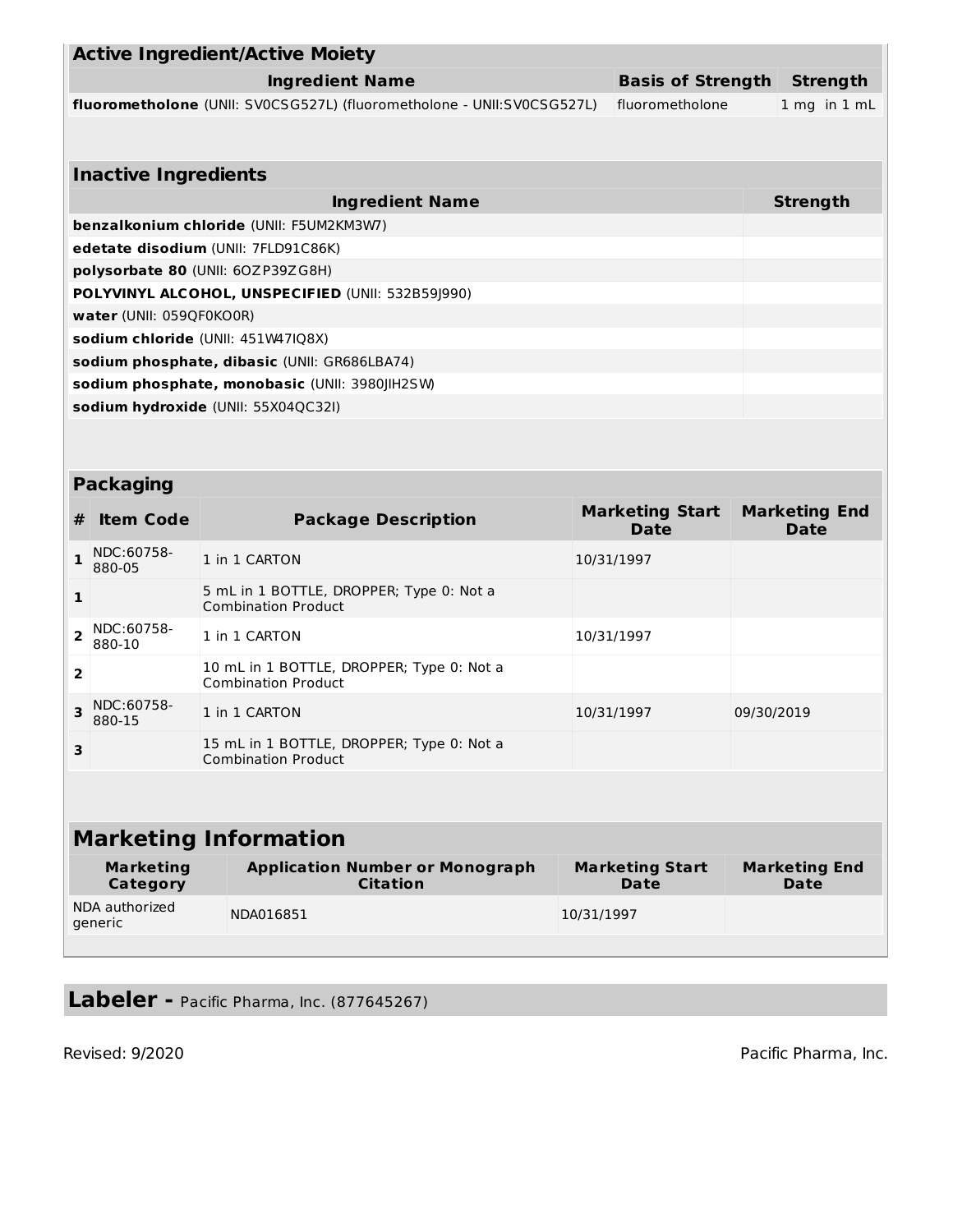| Active Ingredient/Active Moiety | | |
|---|---|---|
| **Ingredient Name** | **Basis of Strength** | **Strength** |
| **fluorometholone** (UNII: SV0CSG527L) (fluorometholone - UNII:SV0CSG527L) | fluorometholone | 1 mg in 1 mL |

| Inactive Ingredients | |
|---|---|
| **Ingredient Name** | **Strength** |
| **benzalkonium chloride** (UNII: F5UM2KM3W7) | |
| **edetate disodium** (UNII: 7FLD91C86K) | |
| **polysorbate 80** (UNII: 6OZP39ZG8H) | |
| **POLYVINYL ALCOHOL, UNSPECIFIED** (UNII: 532B59J990) | |
| **water** (UNII: 059QF0KO0R) | |
| **sodium chloride** (UNII: 451W47IQ8X) | |
| **sodium phosphate, dibasic** (UNII: GR686LBA74) | |
| **sodium phosphate, monobasic** (UNII: 3980JIH2SW) | |
| **sodium hydroxide** (UNII: 55X04QC32I) | |

| Packaging | | | | |
|---|---|---|---|---|
| **#** | **Item Code** | **Package Description** | **Marketing Start Date** | **Marketing End Date** |
| **1** | NDC:60758-880-05 | 1 in 1 CARTON | 10/31/1997 | |
| **1** | | 5 mL in 1 BOTTLE, DROPPER; Type 0: Not a Combination Product | | |
| **2** | NDC:60758-880-10 | 1 in 1 CARTON | 10/31/1997 | |
| **2** | | 10 mL in 1 BOTTLE, DROPPER; Type 0: Not a Combination Product | | |
| **3** | NDC:60758-880-15 | 1 in 1 CARTON | 10/31/1997 | 09/30/2019 |
| **3** | | 15 mL in 1 BOTTLE, DROPPER; Type 0: Not a Combination Product | | |

| Marketing Information | | | |
|---|---|---|---|
| **Marketing Category** | **Application Number or Monograph Citation** | **Marketing Start Date** | **Marketing End Date** |
| NDA authorized generic | NDA016851 | 10/31/1997 | |

## Labeler - Pacific Pharma, Inc. (877645267)

Revised: 9/2020

Pacific Pharma, Inc.